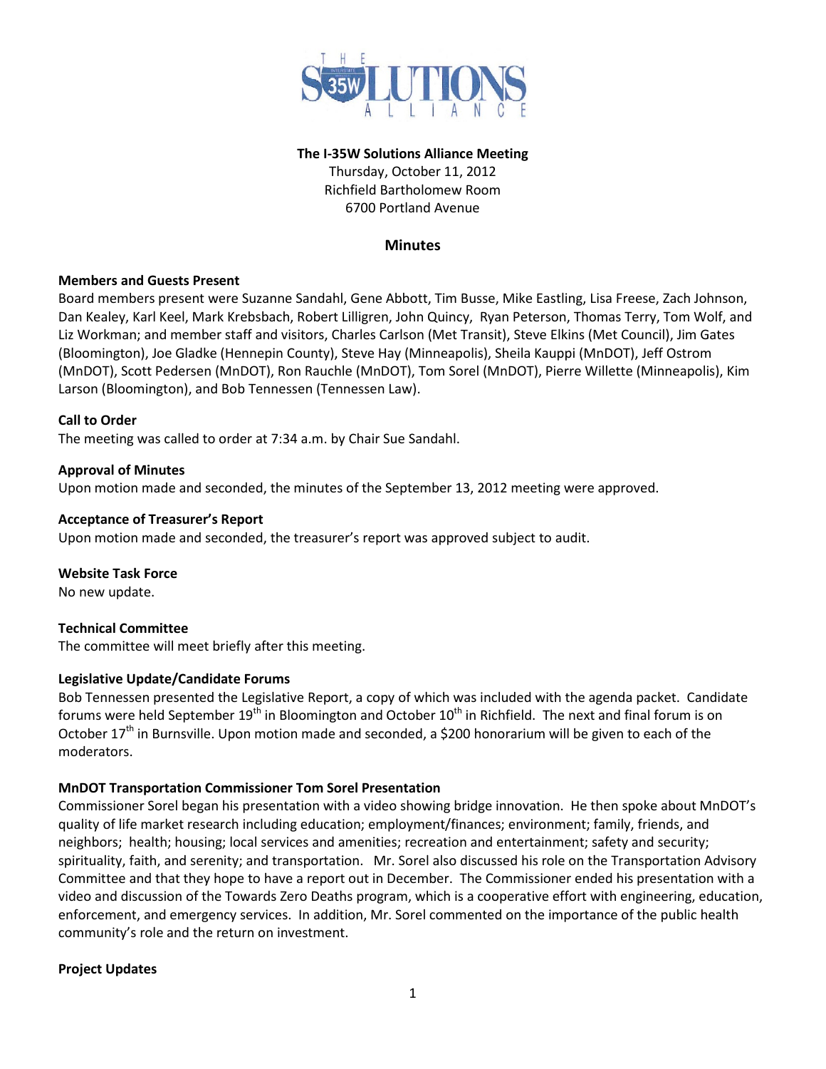**The I-35W Solutions Alliance Meeting**
Thursday, October 11, 2012
Richfield Bartholomew Room
6700 Portland Avenue

## Minutes

**Members and Guests Present**

Board members present were Suzanne Sandahl, Gene Abbott, Tim Busse, Mike Eastling, Lisa Freese, Zach Johnson, Dan Kealey, Karl Keel, Mark Krebsbach, Robert Lilligren, John Quincy, Ryan Peterson, Thomas Terry, Tom Wolf, and Liz Workman; and member staff and visitors, Charles Carlson (Met Transit), Steve Elkins (Met Council), Jim Gates (Bloomington), Joe Gladke (Hennepin County), Steve Hay (Minneapolis), Sheila Kauppi (MnDOT), Jeff Ostrom (MnDOT), Scott Pedersen (MnDOT), Ron Rauchle (MnDOT), Tom Sorel (MnDOT), Pierre Willette (Minneapolis), Kim Larson (Bloomington), and Bob Tennessen (Tennessen Law).

**Call to Order**

The meeting was called to order at 7:34 a.m. by Chair Sue Sandahl.

**Approval of Minutes**

Upon motion made and seconded, the minutes of the September 13, 2012 meeting were approved.

**Acceptance of Treasurer's Report**

Upon motion made and seconded, the treasurer's report was approved subject to audit.

**Website Task Force**

No new update.

**Technical Committee**

The committee will meet briefly after this meeting.

**Legislative Update/Candidate Forums**

Bob Tennessen presented the Legislative Report, a copy of which was included with the agenda packet. Candidate forums were held September 19th in Bloomington and October 10th in Richfield. The next and final forum is on October 17th in Burnsville. Upon motion made and seconded, a $200 honorarium will be given to each of the moderators.

**MnDOT Transportation Commissioner Tom Sorel Presentation**

Commissioner Sorel began his presentation with a video showing bridge innovation. He then spoke about MnDOT's quality of life market research including education; employment/finances; environment; family, friends, and neighbors; health; housing; local services and amenities; recreation and entertainment; safety and security; spirituality, faith, and serenity; and transportation. Mr. Sorel also discussed his role on the Transportation Advisory Committee and that they hope to have a report out in December. The Commissioner ended his presentation with a video and discussion of the Towards Zero Deaths program, which is a cooperative effort with engineering, education, enforcement, and emergency services. In addition, Mr. Sorel commented on the importance of the public health community's role and the return on investment.

**Project Updates**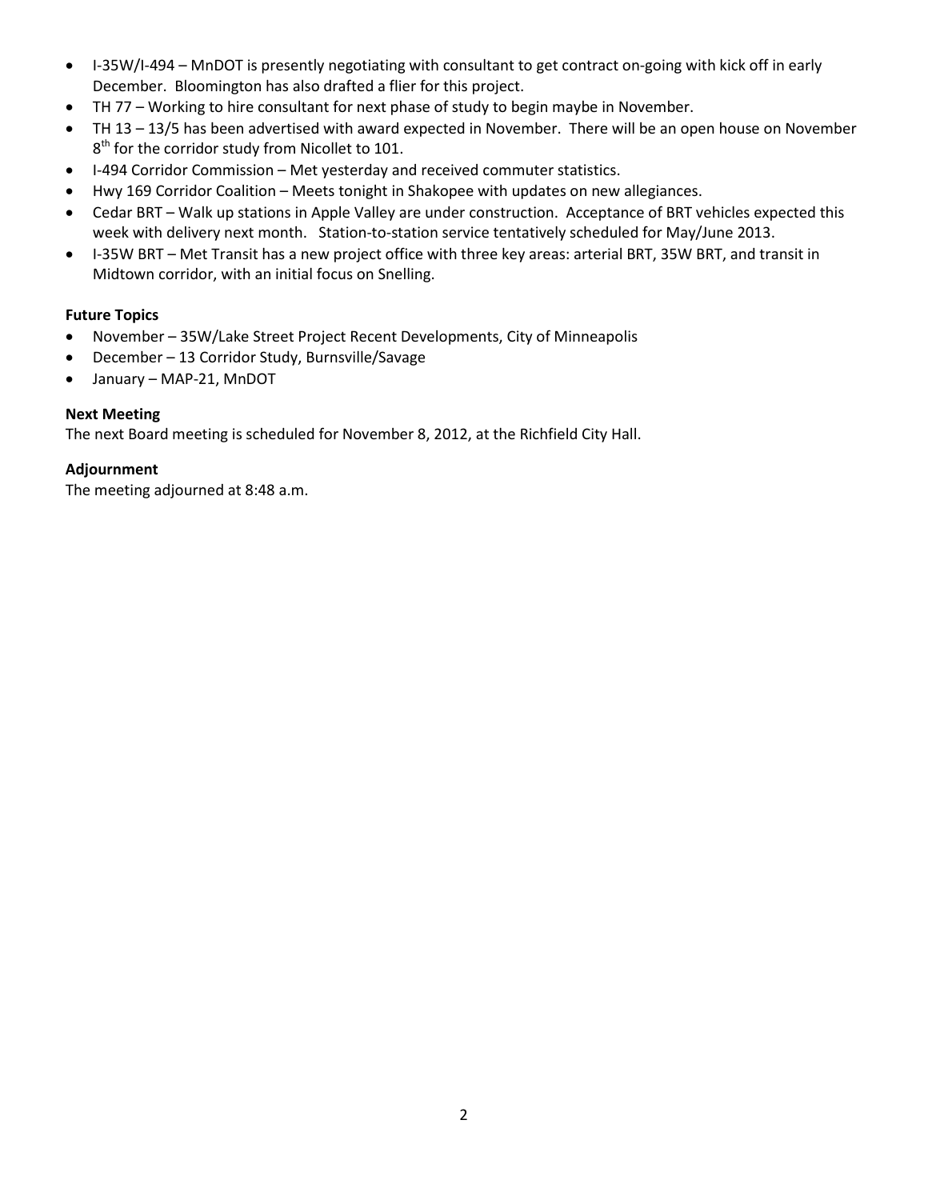- I-35W/I-494 – MnDOT is presently negotiating with consultant to get contract on-going with kick off in early December. Bloomington has also drafted a flier for this project.
- TH 77 – Working to hire consultant for next phase of study to begin maybe in November.
- TH 13 – 13/5 has been advertised with award expected in November. There will be an open house on November 8th for the corridor study from Nicollet to 101.
- I-494 Corridor Commission – Met yesterday and received commuter statistics.
- Hwy 169 Corridor Coalition – Meets tonight in Shakopee with updates on new allegiances.
- Cedar BRT – Walk up stations in Apple Valley are under construction. Acceptance of BRT vehicles expected this week with delivery next month. Station-to-station service tentatively scheduled for May/June 2013.
- I-35W BRT – Met Transit has a new project office with three key areas: arterial BRT, 35W BRT, and transit in Midtown corridor, with an initial focus on Snelling.

**Future Topics**

- November – 35W/Lake Street Project Recent Developments, City of Minneapolis
- December – 13 Corridor Study, Burnsville/Savage
- January – MAP-21, MnDOT

**Next Meeting**

The next Board meeting is scheduled for November 8, 2012, at the Richfield City Hall.

**Adjournment**

The meeting adjourned at 8:48 a.m.